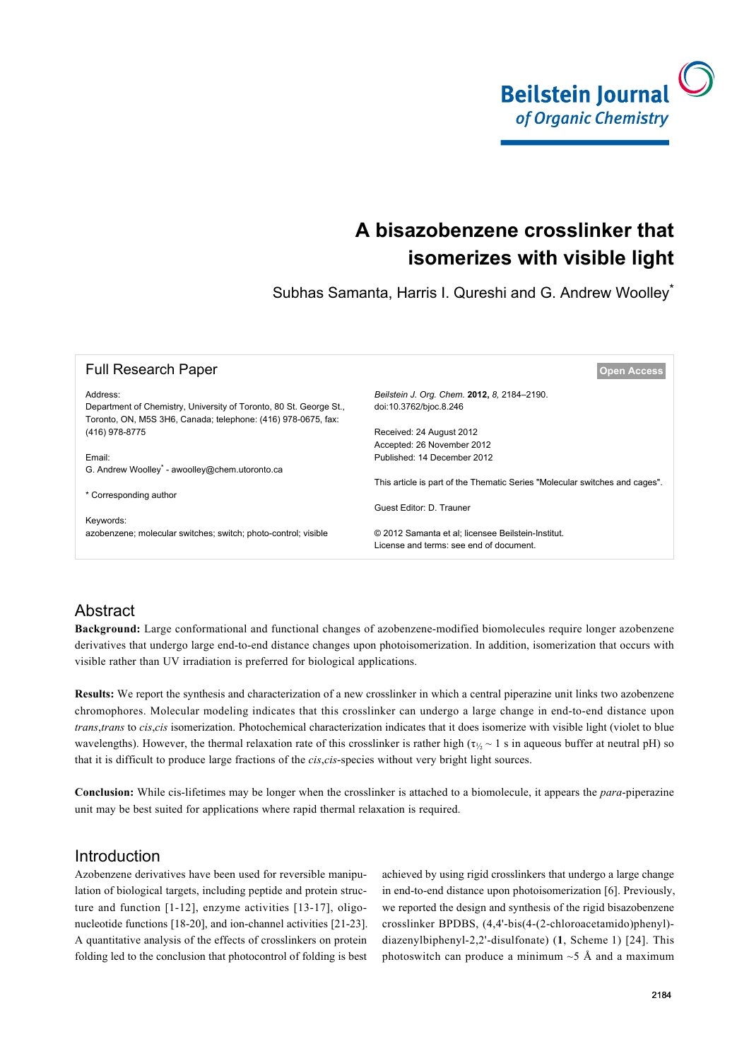# A bisazobenzene crosslinker that isomerizes with visible light

Subhas Samanta, Harris I. Qureshi and G. Andrew Woolley*

Full Research Paper

Open Access

Address:
Department of Chemistry, University of Toronto, 80 St. George St., Toronto, ON, M5S 3H6, Canada; telephone: (416) 978-0675, fax: (416) 978-8775

Email:
G. Andrew Woolley* - awoolley@chem.utoronto.ca

* Corresponding author

Keywords:
azobenzene; molecular switches; switch; photo-control; visible

*Beilstein J. Org. Chem.* **2012,** *8,* 2184–2190.
doi:10.3762/bjoc.8.246

Received: 24 August 2012
Accepted: 26 November 2012
Published: 14 December 2012

This article is part of the Thematic Series "Molecular switches and cages".

Guest Editor: D. Trauner

© 2012 Samanta et al; licensee Beilstein-Institut.
License and terms: see end of document.

## Abstract

**Background:** Large conformational and functional changes of azobenzene-modified biomolecules require longer azobenzene derivatives that undergo large end-to-end distance changes upon photoisomerization. In addition, isomerization that occurs with visible rather than UV irradiation is preferred for biological applications.

**Results:** We report the synthesis and characterization of a new crosslinker in which a central piperazine unit links two azobenzene chromophores. Molecular modeling indicates that this crosslinker can undergo a large change in end-to-end distance upon *trans*,*trans* to *cis*,*cis* isomerization. Photochemical characterization indicates that it does isomerize with visible light (violet to blue wavelengths). However, the thermal relaxation rate of this crosslinker is rather high ($\tau_{½} \sim 1$ s in aqueous buffer at neutral pH) so that it is difficult to produce large fractions of the *cis*,*cis*-species without very bright light sources.

**Conclusion:** While cis-lifetimes may be longer when the crosslinker is attached to a biomolecule, it appears the *para*-piperazine unit may be best suited for applications where rapid thermal relaxation is required.

## Introduction

Azobenzene derivatives have been used for reversible manipulation of biological targets, including peptide and protein structure and function [1-12], enzyme activities [13-17], oligonucleotide functions [18-20], and ion-channel activities [21-23]. A quantitative analysis of the effects of crosslinkers on protein folding led to the conclusion that photocontrol of folding is best achieved by using rigid crosslinkers that undergo a large change in end-to-end distance upon photoisomerization [6]. Previously, we reported the design and synthesis of the rigid bisazobenzene crosslinker BPDBS, (4,4'-bis(4-(2-chloroacetamido)phenyl)-diazenylbiphenyl-2,2'-disulfonate) (**1**, Scheme 1) [24]. This photoswitch can produce a minimum ~5 Å and a maximum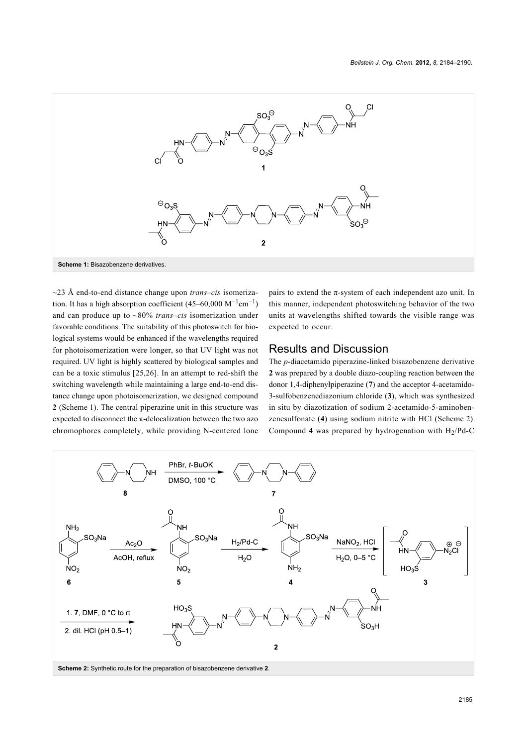Scheme 1: Bisazobenzene derivatives.

~23 Å end-to-end distance change upon *trans–cis* isomerization. It has a high absorption coefficient (45–60,000 $M^{-1}cm^{-1}$) and can produce up to ~80% *trans–cis* isomerization under favorable conditions. The suitability of this photoswitch for biological systems would be enhanced if the wavelengths required for photoisomerization were longer, so that UV light was not required. UV light is highly scattered by biological samples and can be a toxic stimulus [25,26]. In an attempt to red-shift the switching wavelength while maintaining a large end-to-end distance change upon photoisomerization, we designed compound **2** (Scheme 1). The central piperazine unit in this structure was expected to disconnect the π-delocalization between the two azo chromophores completely, while providing N-centered lone pairs to extend the π-system of each independent azo unit. In this manner, independent photoswitching behavior of the two units at wavelengths shifted towards the visible range was expected to occur.

## Results and Discussion

The *p*-diacetamido piperazine-linked bisazobenzene derivative **2** was prepared by a double diazo-coupling reaction between the donor 1,4-diphenylpiperazine (**7**) and the acceptor 4-acetamido-3-sulfobenzenediazonium chloride (**3**), which was synthesized in situ by diazotization of sodium 2-acetamido-5-aminobenzenesulfonate (**4**) using sodium nitrite with HCl (Scheme 2). Compound **4** was prepared by hydrogenation with $H_2$/Pd-C

Scheme 2: Synthetic route for the preparation of bisazobenzene derivative **2**.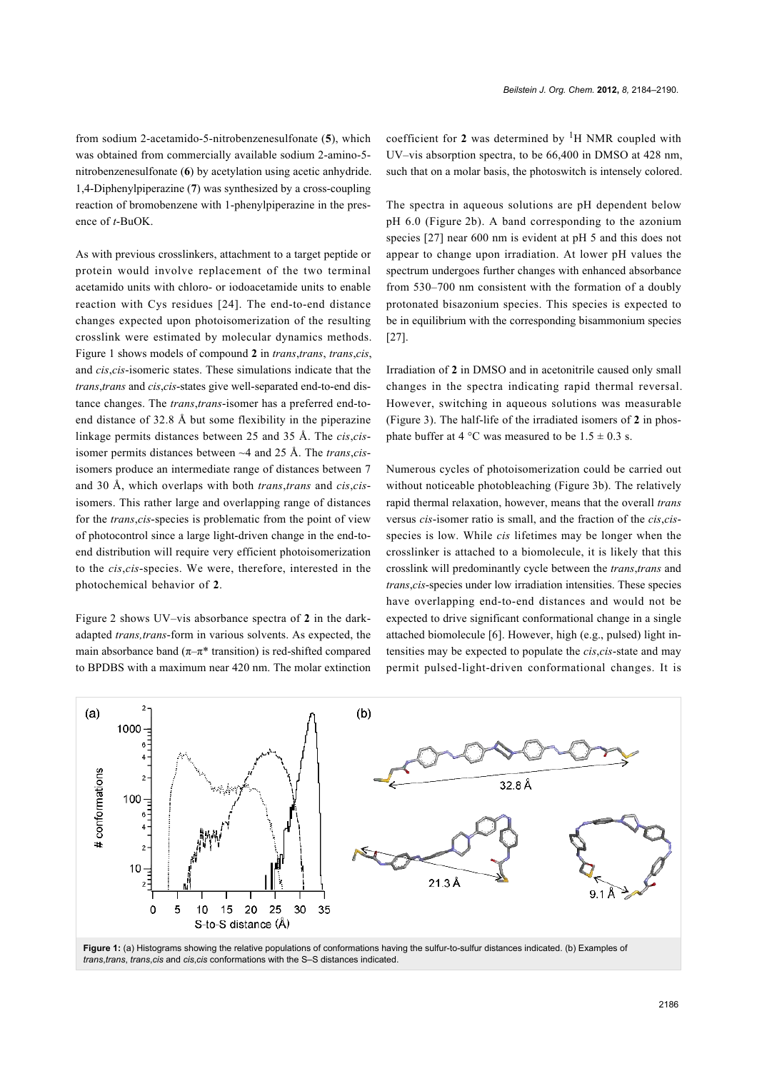from sodium 2-acetamido-5-nitrobenzenesulfonate (**5**), which was obtained from commercially available sodium 2-amino-5-nitrobenzenesulfonate (**6**) by acetylation using acetic anhydride. 1,4-Diphenylpiperazine (**7**) was synthesized by a cross-coupling reaction of bromobenzene with 1-phenylpiperazine in the presence of *t*-BuOK.

As with previous crosslinkers, attachment to a target peptide or protein would involve replacement of the two terminal acetamido units with chloro- or iodoacetamide units to enable reaction with Cys residues [24]. The end-to-end distance changes expected upon photoisomerization of the resulting crosslink were estimated by molecular dynamics methods. Figure 1 shows models of compound **2** in *trans*,*trans*, *trans*,*cis*, and *cis*,*cis*-isomeric states. These simulations indicate that the *trans*,*trans* and *cis*,*cis*-states give well-separated end-to-end distance changes. The *trans*,*trans*-isomer has a preferred end-to-end distance of 32.8 Å but some flexibility in the piperazine linkage permits distances between 25 and 35 Å. The *cis*,*cis*-isomer permits distances between ~4 and 25 Å. The *trans*,*cis*-isomers produce an intermediate range of distances between 7 and 30 Å, which overlaps with both *trans*,*trans* and *cis*,*cis*-isomers. This rather large and overlapping range of distances for the *trans*,*cis*-species is problematic from the point of view of photocontrol since a large light-driven change in the end-to-end distribution will require very efficient photoisomerization to the *cis*,*cis*-species. We were, therefore, interested in the photochemical behavior of **2**.

Figure 2 shows UV–vis absorbance spectra of **2** in the dark-adapted *trans,trans*-form in various solvents. As expected, the main absorbance band (π–π* transition) is red-shifted compared to BPDBS with a maximum near 420 nm. The molar extinction coefficient for **2** was determined by $^{1}$H NMR coupled with UV–vis absorption spectra, to be 66,400 in DMSO at 428 nm, such that on a molar basis, the photoswitch is intensely colored.

The spectra in aqueous solutions are pH dependent below pH 6.0 (Figure 2b). A band corresponding to the azonium species [27] near 600 nm is evident at pH 5 and this does not appear to change upon irradiation. At lower pH values the spectrum undergoes further changes with enhanced absorbance from 530–700 nm consistent with the formation of a doubly protonated bisazonium species. This species is expected to be in equilibrium with the corresponding bisammonium species [27].

Irradiation of **2** in DMSO and in acetonitrile caused only small changes in the spectra indicating rapid thermal reversal. However, switching in aqueous solutions was measurable (Figure 3). The half-life of the irradiated isomers of **2** in phosphate buffer at 4 °C was measured to be 1.5 ± 0.3 s.

Numerous cycles of photoisomerization could be carried out without noticeable photobleaching (Figure 3b). The relatively rapid thermal relaxation, however, means that the overall *trans* versus *cis*-isomer ratio is small, and the fraction of the *cis*,*cis*-species is low. While *cis* lifetimes may be longer when the crosslinker is attached to a biomolecule, it is likely that this crosslink will predominantly cycle between the *trans*,*trans* and *trans*,*cis*-species under low irradiation intensities. These species have overlapping end-to-end distances and would not be expected to drive significant conformational change in a single attached biomolecule [6]. However, high (e.g., pulsed) light intensities may be expected to populate the *cis*,*cis*-state and may permit pulsed-light-driven conformational changes. It is

**Figure 1:** (a) Histograms showing the relative populations of conformations having the sulfur-to-sulfur distances indicated. (b) Examples of *trans*,*trans*, *trans*,*cis* and *cis*,*cis* conformations with the S–S distances indicated.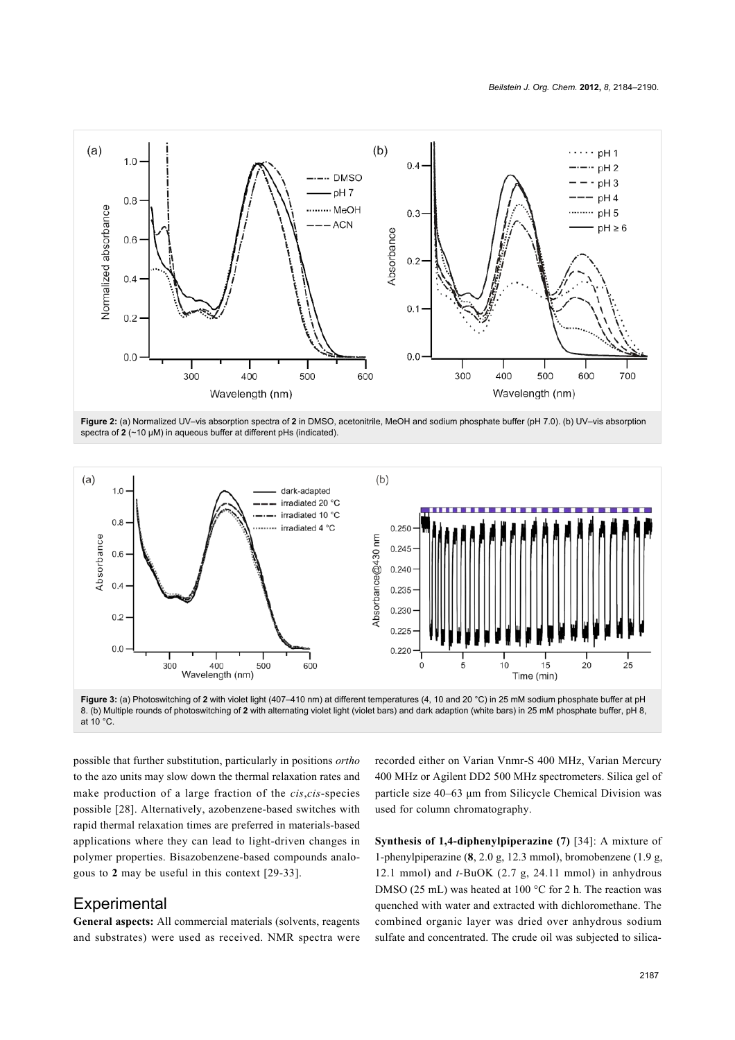**Figure 2:** (a) Normalized UV–vis absorption spectra of **2** in DMSO, acetonitrile, MeOH and sodium phosphate buffer (pH 7.0). (b) UV–vis absorption spectra of **2** (~10 μM) in aqueous buffer at different pHs (indicated).

**Figure 3:** (a) Photoswitching of **2** with violet light (407–410 nm) at different temperatures (4, 10 and 20 °C) in 25 mM sodium phosphate buffer at pH 8. (b) Multiple rounds of photoswitching of **2** with alternating violet light (violet bars) and dark adaption (white bars) in 25 mM phosphate buffer, pH 8, at 10 °C.

possible that further substitution, particularly in positions *ortho* to the azo units may slow down the thermal relaxation rates and make production of a large fraction of the *cis*,*cis*-species possible [28]. Alternatively, azobenzene-based switches with rapid thermal relaxation times are preferred in materials-based applications where they can lead to light-driven changes in polymer properties. Bisazobenzene-based compounds analogous to **2** may be useful in this context [29-33].

## Experimental

**General aspects:** All commercial materials (solvents, reagents and substrates) were used as received. NMR spectra were recorded either on Varian Vnmr-S 400 MHz, Varian Mercury 400 MHz or Agilent DD2 500 MHz spectrometers. Silica gel of particle size 40–63 μm from Silicycle Chemical Division was used for column chromatography.

**Synthesis of 1,4-diphenylpiperazine (7)** [34]: A mixture of 1-phenylpiperazine (**8**, 2.0 g, 12.3 mmol), bromobenzene (1.9 g, 12.1 mmol) and *t*-BuOK (2.7 g, 24.11 mmol) in anhydrous DMSO (25 mL) was heated at 100 °C for 2 h. The reaction was quenched with water and extracted with dichloromethane. The combined organic layer was dried over anhydrous sodium sulfate and concentrated. The crude oil was subjected to silica-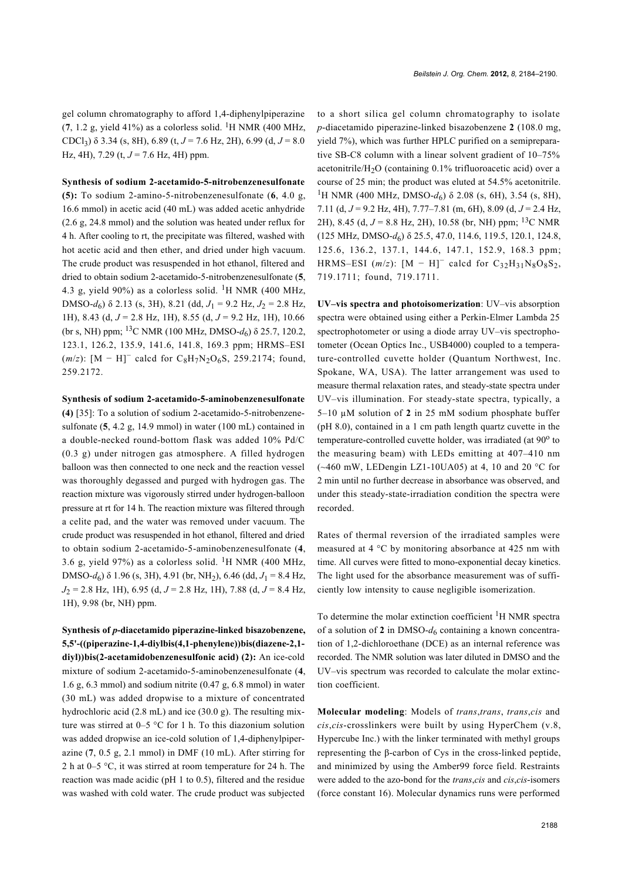gel column chromatography to afford 1,4-diphenylpiperazine (**7**, 1.2 g, yield 41%) as a colorless solid. $^{1}$H NMR (400 MHz, $CDCl_3$) δ 3.34 (s, 8H), 6.89 (t, $J$ = 7.6 Hz, 2H), 6.99 (d, $J$ = 8.0 Hz, 4H), 7.29 (t, $J$ = 7.6 Hz, 4H) ppm.

**Synthesis of sodium 2-acetamido-5-nitrobenzenesulfonate (5):** To sodium 2-amino-5-nitrobenzenesulfonate (**6**, 4.0 g, 16.6 mmol) in acetic acid (40 mL) was added acetic anhydride (2.6 g, 24.8 mmol) and the solution was heated under reflux for 4 h. After cooling to rt, the precipitate was filtered, washed with hot acetic acid and then ether, and dried under high vacuum. The crude product was resuspended in hot ethanol, filtered and dried to obtain sodium 2-acetamido-5-nitrobenzenesulfonate (**5**, 4.3 g, yield 90%) as a colorless solid. $^{1}$H NMR (400 MHz, DMSO-$d_6$) δ 2.13 (s, 3H), 8.21 (dd, $J_1$ = 9.2 Hz, $J_2$ = 2.8 Hz, 1H), 8.43 (d, $J$ = 2.8 Hz, 1H), 8.55 (d, $J$ = 9.2 Hz, 1H), 10.66 (br s, NH) ppm; $^{13}$C NMR (100 MHz, DMSO-$d_6$) δ 25.7, 120.2, 123.1, 126.2, 135.9, 141.6, 141.8, 169.3 ppm; HRMS–ESI ($m/z$): [M − H]$^{-}$ calcd for $C_8H_7N_2O_6S$, 259.2174; found, 259.2172.

**Synthesis of sodium 2-acetamido-5-aminobenzenesulfonate (4)** [35]: To a solution of sodium 2-acetamido-5-nitrobenzenesulfonate (**5**, 4.2 g, 14.9 mmol) in water (100 mL) contained in a double-necked round-bottom flask was added 10% Pd/C (0.3 g) under nitrogen gas atmosphere. A filled hydrogen balloon was then connected to one neck and the reaction vessel was thoroughly degassed and purged with hydrogen gas. The reaction mixture was vigorously stirred under hydrogen-balloon pressure at rt for 14 h. The reaction mixture was filtered through a celite pad, and the water was removed under vacuum. The crude product was resuspended in hot ethanol, filtered and dried to obtain sodium 2-acetamido-5-aminobenzenesulfonate (**4**, 3.6 g, yield 97%) as a colorless solid. $^{1}$H NMR (400 MHz, DMSO-$d_6$) δ 1.96 (s, 3H), 4.91 (br, $NH_2$), 6.46 (dd, $J_1$ = 8.4 Hz, $J_2$ = 2.8 Hz, 1H), 6.95 (d, $J$ = 2.8 Hz, 1H), 7.88 (d, $J$ = 8.4 Hz, 1H), 9.98 (br, NH) ppm.

**Synthesis of *p*-diacetamido piperazine-linked bisazobenzene, 5,5'-((piperazine-1,4-diylbis(4,1-phenylene))bis(diazene-2,1-diyl))bis(2-acetamidobenzenesulfonic acid) (2):** An ice-cold mixture of sodium 2-acetamido-5-aminobenzenesulfonate (**4**, 1.6 g, 6.3 mmol) and sodium nitrite (0.47 g, 6.8 mmol) in water (30 mL) was added dropwise to a mixture of concentrated hydrochloric acid (2.8 mL) and ice (30.0 g). The resulting mixture was stirred at 0–5 °C for 1 h. To this diazonium solution was added dropwise an ice-cold solution of 1,4-diphenylpiperazine (**7**, 0.5 g, 2.1 mmol) in DMF (10 mL). After stirring for 2 h at 0–5 °C, it was stirred at room temperature for 24 h. The reaction was made acidic (pH 1 to 0.5), filtered and the residue was washed with cold water. The crude product was subjected to a short silica gel column chromatography to isolate *p*-diacetamido piperazine-linked bisazobenzene **2** (108.0 mg, yield 7%), which was further HPLC purified on a semipreparative SB-C8 column with a linear solvent gradient of 10–75% acetonitrile/$H_2O$ (containing 0.1% trifluoroacetic acid) over a course of 25 min; the product was eluted at 54.5% acetonitrile. $^{1}$H NMR (400 MHz, DMSO-$d_6$) δ 2.08 (s, 6H), 3.54 (s, 8H), 7.11 (d, $J$ = 9.2 Hz, 4H), 7.77–7.81 (m, 6H), 8.09 (d, $J$ = 2.4 Hz, 2H), 8.45 (d, $J$ = 8.8 Hz, 2H), 10.58 (br, NH) ppm; $^{13}$C NMR (125 MHz, DMSO-$d_6$) δ 25.5, 47.0, 114.6, 119.5, 120.1, 124.8, 125.6, 136.2, 137.1, 144.6, 147.1, 152.9, 168.3 ppm; HRMS–ESI ($m/z$): [M − H]$^{-}$ calcd for $C_{32}H_{31}N_8O_8S_2$, 719.1711; found, 719.1711.

**UV–vis spectra and photoisomerization**: UV–vis absorption spectra were obtained using either a Perkin-Elmer Lambda 25 spectrophotometer or using a diode array UV–vis spectrophotometer (Ocean Optics Inc., USB4000) coupled to a temperature-controlled cuvette holder (Quantum Northwest, Inc. Spokane, WA, USA). The latter arrangement was used to measure thermal relaxation rates, and steady-state spectra under UV–vis illumination. For steady-state spectra, typically, a 5–10 µM solution of **2** in 25 mM sodium phosphate buffer (pH 8.0), contained in a 1 cm path length quartz cuvette in the temperature-controlled cuvette holder, was irradiated (at 90° to the measuring beam) with LEDs emitting at 407–410 nm (~460 mW, LEDengin LZ1-10UA05) at 4, 10 and 20 °C for 2 min until no further decrease in absorbance was observed, and under this steady-state-irradiation condition the spectra were recorded.

Rates of thermal reversion of the irradiated samples were measured at 4 °C by monitoring absorbance at 425 nm with time. All curves were fitted to mono-exponential decay kinetics. The light used for the absorbance measurement was of sufficiently low intensity to cause negligible isomerization.

To determine the molar extinction coefficient $^{1}$H NMR spectra of a solution of **2** in DMSO-$d_6$ containing a known concentration of 1,2-dichloroethane (DCE) as an internal reference was recorded. The NMR solution was later diluted in DMSO and the UV–vis spectrum was recorded to calculate the molar extinction coefficient.

**Molecular modeling**: Models of *trans*,*trans*, *trans*,*cis* and *cis*,*cis*-crosslinkers were built by using HyperChem (v.8, Hypercube Inc.) with the linker terminated with methyl groups representing the β-carbon of Cys in the cross-linked peptide, and minimized by using the Amber99 force field. Restraints were added to the azo-bond for the *trans*,*cis* and *cis*,*cis*-isomers (force constant 16). Molecular dynamics runs were performed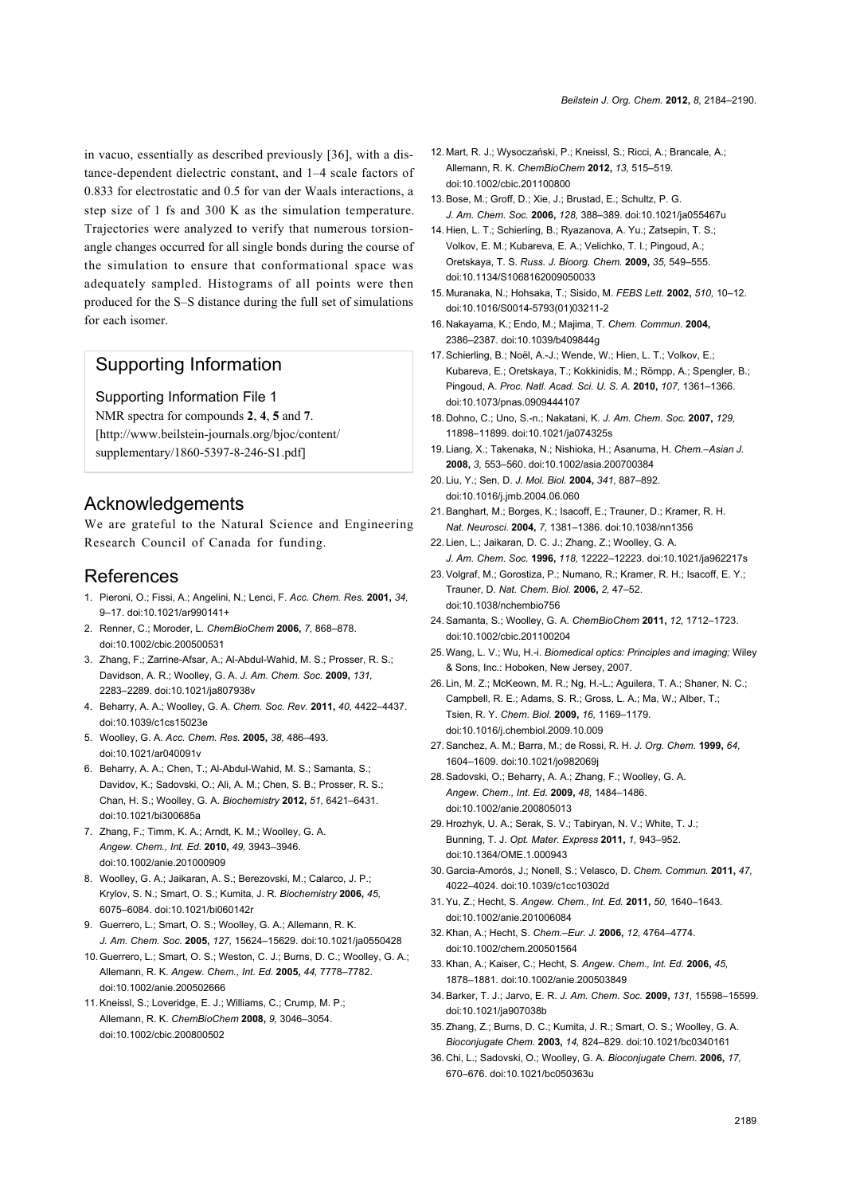in vacuo, essentially as described previously [36], with a distance-dependent dielectric constant, and 1–4 scale factors of 0.833 for electrostatic and 0.5 for van der Waals interactions, a step size of 1 fs and 300 K as the simulation temperature. Trajectories were analyzed to verify that numerous torsion-angle changes occurred for all single bonds during the course of the simulation to ensure that conformational space was adequately sampled. Histograms of all points were then produced for the S–S distance during the full set of simulations for each isomer.

## Supporting Information

### Supporting Information File 1

NMR spectra for compounds **2**, **4**, **5** and **7**.
[http://www.beilstein-journals.org/bjoc/content/supplementary/1860-5397-8-246-S1.pdf]

## Acknowledgements

We are grateful to the Natural Science and Engineering Research Council of Canada for funding.

## References

1. Pieroni, O.; Fissi, A.; Angelini, N.; Lenci, F. *Acc. Chem. Res.* **2001,** *34,* 9–17. doi:10.1021/ar990141+
2. Renner, C.; Moroder, L. *ChemBioChem* **2006,** *7,* 868–878. doi:10.1002/cbic.200500531
3. Zhang, F.; Zarrine-Afsar, A.; Al-Abdul-Wahid, M. S.; Prosser, R. S.; Davidson, A. R.; Woolley, G. A. *J. Am. Chem. Soc.* **2009,** *131,* 2283–2289. doi:10.1021/ja807938v
4. Beharry, A. A.; Woolley, G. A. *Chem. Soc. Rev.* **2011,** *40,* 4422–4437. doi:10.1039/c1cs15023e
5. Woolley, G. A. *Acc. Chem. Res.* **2005,** *38,* 486–493. doi:10.1021/ar040091v
6. Beharry, A. A.; Chen, T.; Al-Abdul-Wahid, M. S.; Samanta, S.; Davidov, K.; Sadovski, O.; Ali, A. M.; Chen, S. B.; Prosser, R. S.; Chan, H. S.; Woolley, G. A. *Biochemistry* **2012,** *51,* 6421–6431. doi:10.1021/bi300685a
7. Zhang, F.; Timm, K. A.; Arndt, K. M.; Woolley, G. A. *Angew. Chem., Int. Ed.* **2010,** *49,* 3943–3946. doi:10.1002/anie.201000909
8. Woolley, G. A.; Jaikaran, A. S.; Berezovski, M.; Calarco, J. P.; Krylov, S. N.; Smart, O. S.; Kumita, J. R. *Biochemistry* **2006,** *45,* 6075–6084. doi:10.1021/bi060142r
9. Guerrero, L.; Smart, O. S.; Woolley, G. A.; Allemann, R. K. *J. Am. Chem. Soc.* **2005,** *127,* 15624–15629. doi:10.1021/ja0550428
10. Guerrero, L.; Smart, O. S.; Weston, C. J.; Burns, D. C.; Woolley, G. A.; Allemann, R. K. *Angew. Chem., Int. Ed.* **2005,** *44,* 7778–7782. doi:10.1002/anie.200502666
11. Kneissl, S.; Loveridge, E. J.; Williams, C.; Crump, M. P.; Allemann, R. K. *ChemBioChem* **2008,** *9,* 3046–3054. doi:10.1002/cbic.200800502
12. Mart, R. J.; Wysoczański, P.; Kneissl, S.; Ricci, A.; Brancale, A.; Allemann, R. K. *ChemBioChem* **2012,** *13,* 515–519. doi:10.1002/cbic.201100800
13. Bose, M.; Groff, D.; Xie, J.; Brustad, E.; Schultz, P. G. *J. Am. Chem. Soc.* **2006,** *128,* 388–389. doi:10.1021/ja055467u
14. Hien, L. T.; Schierling, B.; Ryazanova, A. Yu.; Zatsepin, T. S.; Volkov, E. M.; Kubareva, E. A.; Velichko, T. I.; Pingoud, A.; Oretskaya, T. S. *Russ. J. Bioorg. Chem.* **2009,** *35,* 549–555. doi:10.1134/S1068162009050033
15. Muranaka, N.; Hohsaka, T.; Sisido, M. *FEBS Lett.* **2002,** *510,* 10–12. doi:10.1016/S0014-5793(01)03211-2
16. Nakayama, K.; Endo, M.; Majima, T. *Chem. Commun.* **2004,** 2386–2387. doi:10.1039/b409844g
17. Schierling, B.; Noël, A.-J.; Wende, W.; Hien, L. T.; Volkov, E.; Kubareva, E.; Oretskaya, T.; Kokkinidis, M.; Römpp, A.; Spengler, B.; Pingoud, A. *Proc. Natl. Acad. Sci. U. S. A.* **2010,** *107,* 1361–1366. doi:10.1073/pnas.0909444107
18. Dohno, C.; Uno, S.-n.; Nakatani, K. *J. Am. Chem. Soc.* **2007,** *129,* 11898–11899. doi:10.1021/ja074325s
19. Liang, X.; Takenaka, N.; Nishioka, H.; Asanuma, H. *Chem.–Asian J.* **2008,** *3,* 553–560. doi:10.1002/asia.200700384
20. Liu, Y.; Sen, D. *J. Mol. Biol.* **2004,** *341,* 887–892. doi:10.1016/j.jmb.2004.06.060
21. Banghart, M.; Borges, K.; Isacoff, E.; Trauner, D.; Kramer, R. H. *Nat. Neurosci.* **2004,** *7,* 1381–1386. doi:10.1038/nn1356
22. Lien, L.; Jaikaran, D. C. J.; Zhang, Z.; Woolley, G. A. *J. Am. Chem. Soc.* **1996,** *118,* 12222–12223. doi:10.1021/ja962217s
23. Volgraf, M.; Gorostiza, P.; Numano, R.; Kramer, R. H.; Isacoff, E. Y.; Trauner, D. *Nat. Chem. Biol.* **2006,** *2,* 47–52. doi:10.1038/nchembio756
24. Samanta, S.; Woolley, G. A. *ChemBioChem* **2011,** *12,* 1712–1723. doi:10.1002/cbic.201100204
25. Wang, L. V.; Wu, H.-i. *Biomedical optics: Principles and imaging;* Wiley & Sons, Inc.: Hoboken, New Jersey, 2007.
26. Lin, M. Z.; McKeown, M. R.; Ng, H.-L.; Aguilera, T. A.; Shaner, N. C.; Campbell, R. E.; Adams, S. R.; Gross, L. A.; Ma, W.; Alber, T.; Tsien, R. Y. *Chem. Biol.* **2009,** *16,* 1169–1179. doi:10.1016/j.chembiol.2009.10.009
27. Sanchez, A. M.; Barra, M.; de Rossi, R. H. *J. Org. Chem.* **1999,** *64,* 1604–1609. doi:10.1021/jo982069j
28. Sadovski, O.; Beharry, A. A.; Zhang, F.; Woolley, G. A. *Angew. Chem., Int. Ed.* **2009,** *48,* 1484–1486. doi:10.1002/anie.200805013
29. Hrozhyk, U. A.; Serak, S. V.; Tabiryan, N. V.; White, T. J.; Bunning, T. J. *Opt. Mater. Express* **2011,** *1,* 943–952. doi:10.1364/OME.1.000943
30. Garcia-Amorós, J.; Nonell, S.; Velasco, D. *Chem. Commun.* **2011,** *47,* 4022–4024. doi:10.1039/c1cc10302d
31. Yu, Z.; Hecht, S. *Angew. Chem., Int. Ed.* **2011,** *50,* 1640–1643. doi:10.1002/anie.201006084
32. Khan, A.; Hecht, S. *Chem.–Eur. J.* **2006,** *12,* 4764–4774. doi:10.1002/chem.200501564
33. Khan, A.; Kaiser, C.; Hecht, S. *Angew. Chem., Int. Ed.* **2006,** *45,* 1878–1881. doi:10.1002/anie.200503849
34. Barker, T. J.; Jarvo, E. R. *J. Am. Chem. Soc.* **2009,** *131,* 15598–15599. doi:10.1021/ja907038b
35. Zhang, Z.; Burns, D. C.; Kumita, J. R.; Smart, O. S.; Woolley, G. A. *Bioconjugate Chem.* **2003,** *14,* 824–829. doi:10.1021/bc0340161
36. Chi, L.; Sadovski, O.; Woolley, G. A. *Bioconjugate Chem.* **2006,** *17,* 670–676. doi:10.1021/bc050363u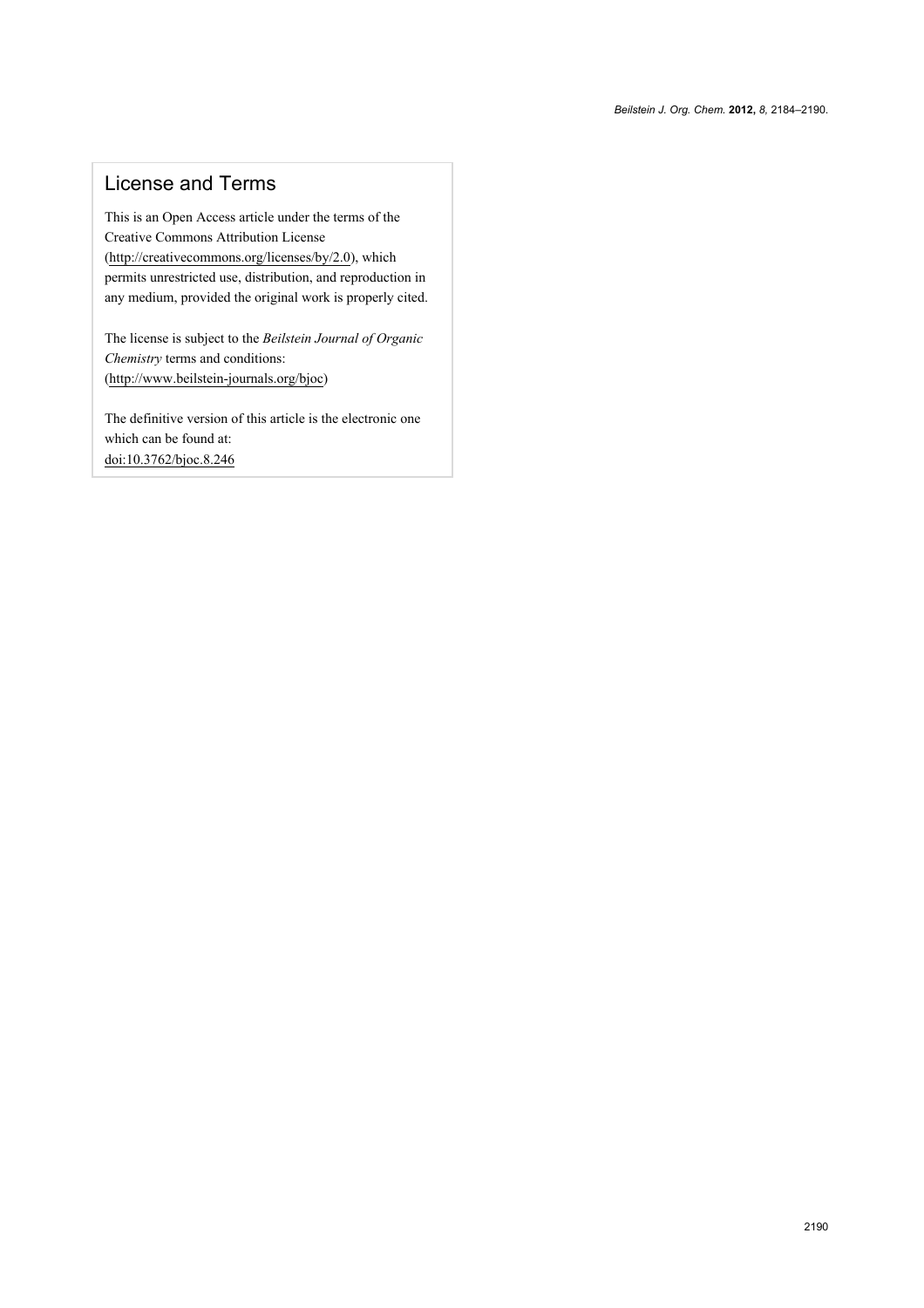## License and Terms

This is an Open Access article under the terms of the Creative Commons Attribution License (http://creativecommons.org/licenses/by/2.0), which permits unrestricted use, distribution, and reproduction in any medium, provided the original work is properly cited.

The license is subject to the *Beilstein Journal of Organic Chemistry* terms and conditions: (http://www.beilstein-journals.org/bjoc)

The definitive version of this article is the electronic one which can be found at: doi:10.3762/bjoc.8.246